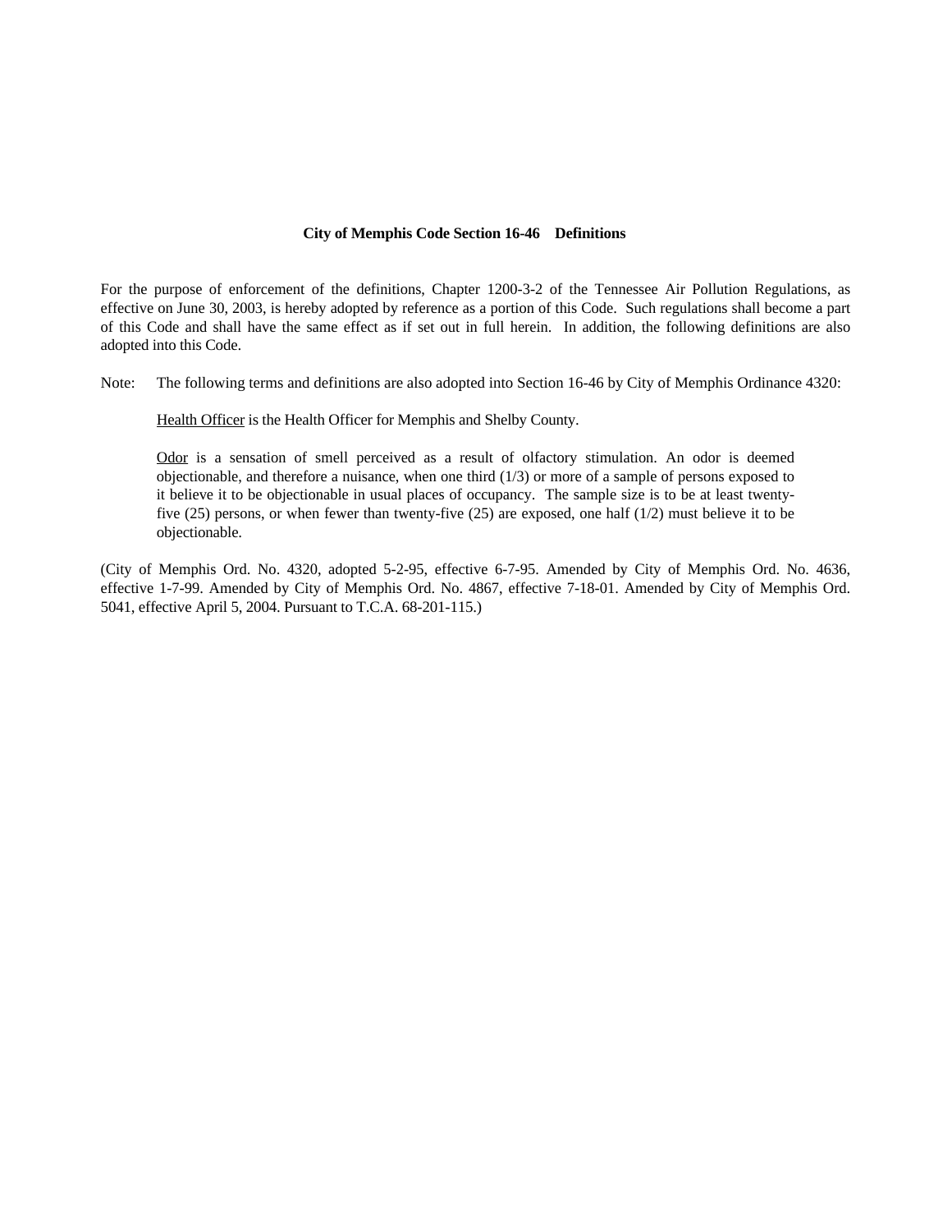## City of Memphis Code Section 16-46 Definitions

For the purpose of enforcement of the definitions, Chapter 1200-3-2 of the Tennessee Air Pollution Regulations, as effective on June 30, 2003, is hereby adopted by reference as a portion of this Code. Such regulations shall become a part of this Code and shall have the same effect as if set out in full herein. In addition, the following definitions are also adopted into this Code.

Note: The following terms and definitions are also adopted into Section 16-46 by City of Memphis Ordinance 4320:

> Health Officer is the Health Officer for Memphis and Shelby County.
>
> Odor is a sensation of smell perceived as a result of olfactory stimulation. An odor is deemed objectionable, and therefore a nuisance, when one third (1/3) or more of a sample of persons exposed to it believe it to be objectionable in usual places of occupancy. The sample size is to be at least twenty-five (25) persons, or when fewer than twenty-five (25) are exposed, one half (1/2) must believe it to be objectionable.

(City of Memphis Ord. No. 4320, adopted 5-2-95, effective 6-7-95. Amended by City of Memphis Ord. No. 4636, effective 1-7-99. Amended by City of Memphis Ord. No. 4867, effective 7-18-01. Amended by City of Memphis Ord. 5041, effective April 5, 2004. Pursuant to T.C.A. 68-201-115.)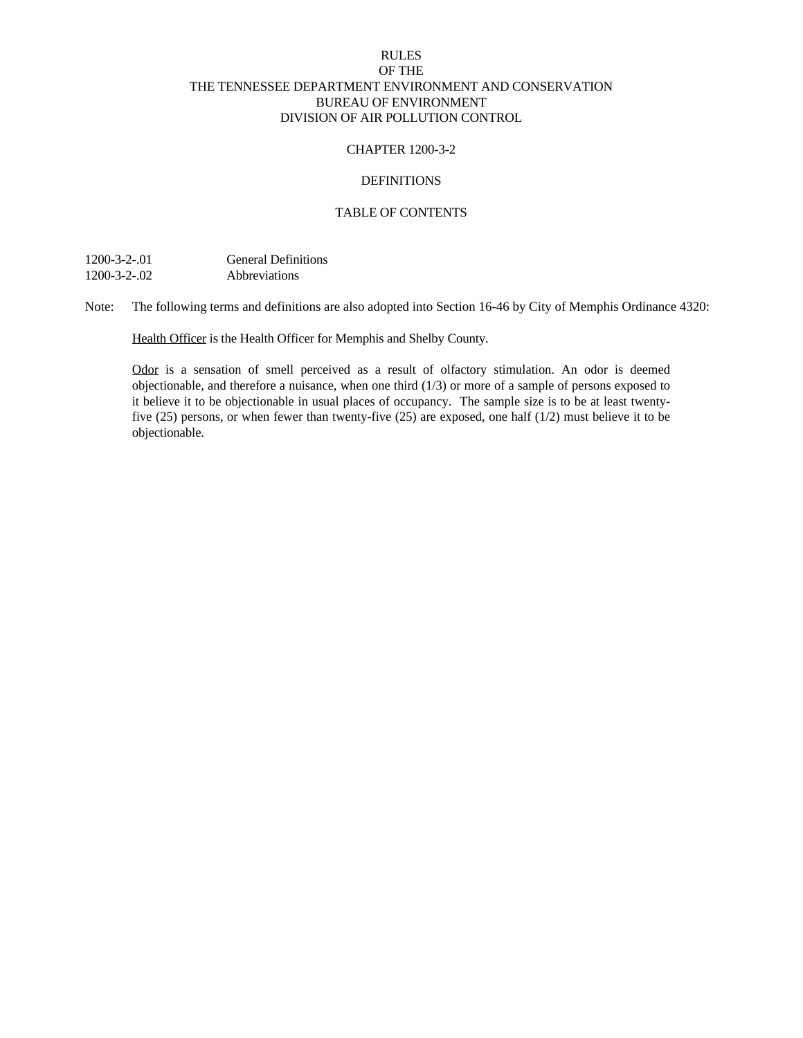# RULES
# OF THE
# THE TENNESSEE DEPARTMENT ENVIRONMENT AND CONSERVATION
# BUREAU OF ENVIRONMENT
# DIVISION OF AIR POLLUTION CONTROL

## CHAPTER 1200-3-2

## DEFINITIONS

### TABLE OF CONTENTS

| | |
|---|---|
| 1200-3-2-.01 | General Definitions |
| 1200-3-2-.02 | Abbreviations |

Note: The following terms and definitions are also adopted into Section 16-46 by City of Memphis Ordinance 4320:

Health Officer is the Health Officer for Memphis and Shelby County.

Odor is a sensation of smell perceived as a result of olfactory stimulation. An odor is deemed objectionable, and therefore a nuisance, when one third (1/3) or more of a sample of persons exposed to it believe it to be objectionable in usual places of occupancy. The sample size is to be at least twenty-five (25) persons, or when fewer than twenty-five (25) are exposed, one half (1/2) must believe it to be objectionable.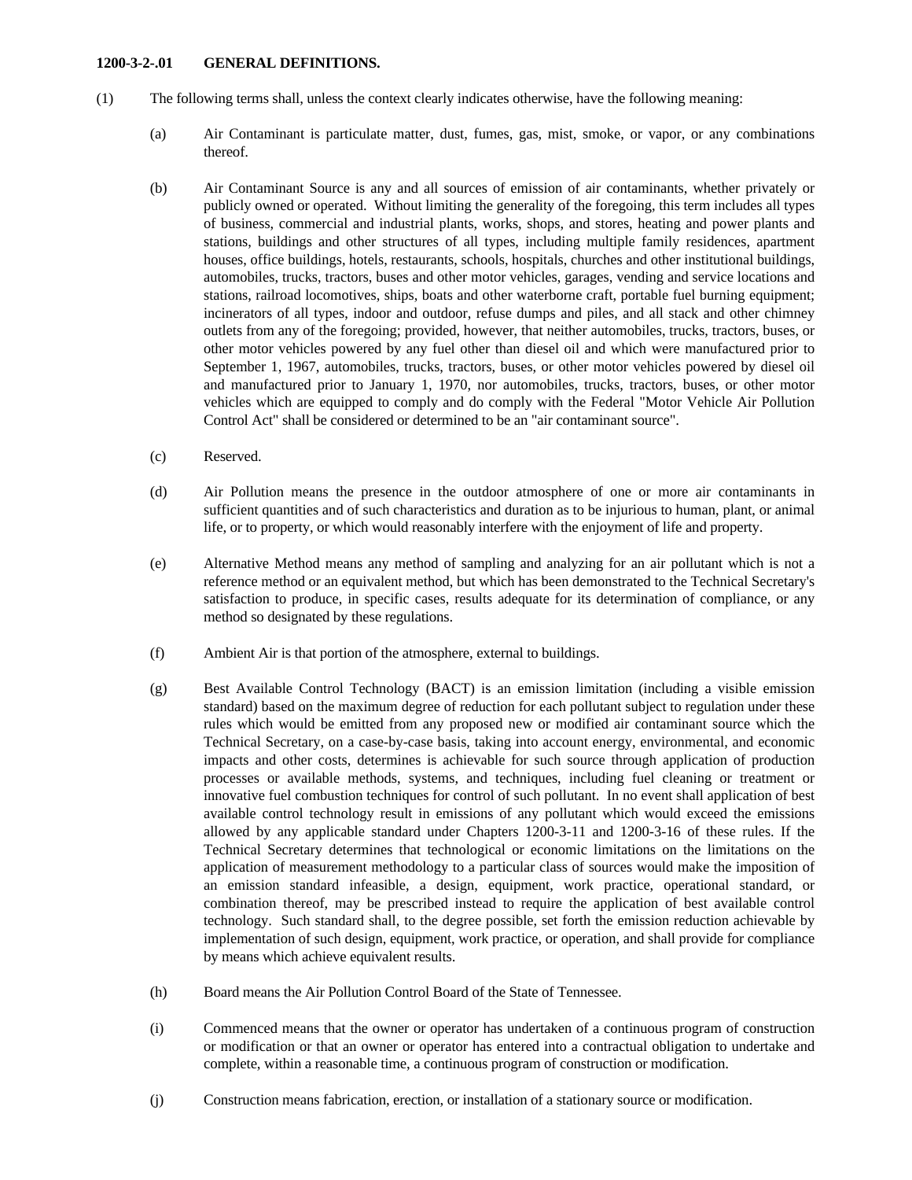**1200-3-2-.01 GENERAL DEFINITIONS.**

(1) The following terms shall, unless the context clearly indicates otherwise, have the following meaning:

(a) Air Contaminant is particulate matter, dust, fumes, gas, mist, smoke, or vapor, or any combinations thereof.

(b) Air Contaminant Source is any and all sources of emission of air contaminants, whether privately or publicly owned or operated. Without limiting the generality of the foregoing, this term includes all types of business, commercial and industrial plants, works, shops, and stores, heating and power plants and stations, buildings and other structures of all types, including multiple family residences, apartment houses, office buildings, hotels, restaurants, schools, hospitals, churches and other institutional buildings, automobiles, trucks, tractors, buses and other motor vehicles, garages, vending and service locations and stations, railroad locomotives, ships, boats and other waterborne craft, portable fuel burning equipment; incinerators of all types, indoor and outdoor, refuse dumps and piles, and all stack and other chimney outlets from any of the foregoing; provided, however, that neither automobiles, trucks, tractors, buses, or other motor vehicles powered by any fuel other than diesel oil and which were manufactured prior to September 1, 1967, automobiles, trucks, tractors, buses, or other motor vehicles powered by diesel oil and manufactured prior to January 1, 1970, nor automobiles, trucks, tractors, buses, or other motor vehicles which are equipped to comply and do comply with the Federal "Motor Vehicle Air Pollution Control Act" shall be considered or determined to be an "air contaminant source".

(c) Reserved.

(d) Air Pollution means the presence in the outdoor atmosphere of one or more air contaminants in sufficient quantities and of such characteristics and duration as to be injurious to human, plant, or animal life, or to property, or which would reasonably interfere with the enjoyment of life and property.

(e) Alternative Method means any method of sampling and analyzing for an air pollutant which is not a reference method or an equivalent method, but which has been demonstrated to the Technical Secretary's satisfaction to produce, in specific cases, results adequate for its determination of compliance, or any method so designated by these regulations.

(f) Ambient Air is that portion of the atmosphere, external to buildings.

(g) Best Available Control Technology (BACT) is an emission limitation (including a visible emission standard) based on the maximum degree of reduction for each pollutant subject to regulation under these rules which would be emitted from any proposed new or modified air contaminant source which the Technical Secretary, on a case-by-case basis, taking into account energy, environmental, and economic impacts and other costs, determines is achievable for such source through application of production processes or available methods, systems, and techniques, including fuel cleaning or treatment or innovative fuel combustion techniques for control of such pollutant. In no event shall application of best available control technology result in emissions of any pollutant which would exceed the emissions allowed by any applicable standard under Chapters 1200-3-11 and 1200-3-16 of these rules. If the Technical Secretary determines that technological or economic limitations on the limitations on the application of measurement methodology to a particular class of sources would make the imposition of an emission standard infeasible, a design, equipment, work practice, operational standard, or combination thereof, may be prescribed instead to require the application of best available control technology. Such standard shall, to the degree possible, set forth the emission reduction achievable by implementation of such design, equipment, work practice, or operation, and shall provide for compliance by means which achieve equivalent results.

(h) Board means the Air Pollution Control Board of the State of Tennessee.

(i) Commenced means that the owner or operator has undertaken of a continuous program of construction or modification or that an owner or operator has entered into a contractual obligation to undertake and complete, within a reasonable time, a continuous program of construction or modification.

(j) Construction means fabrication, erection, or installation of a stationary source or modification.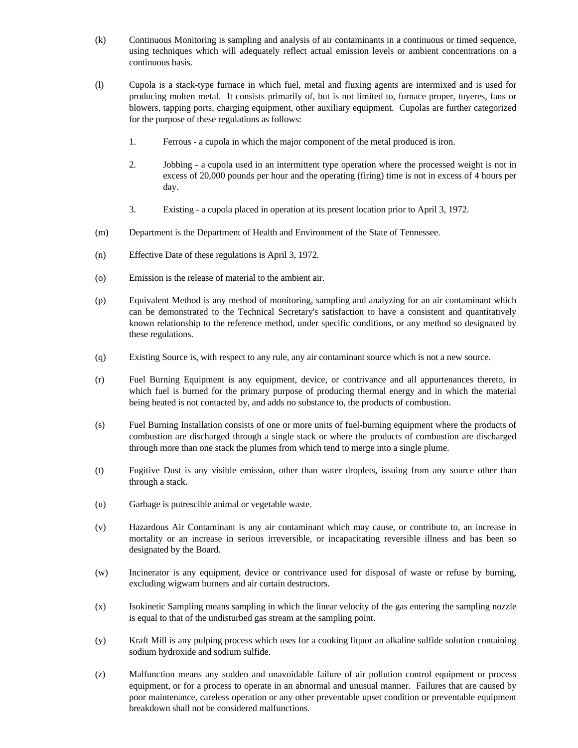(k) Continuous Monitoring is sampling and analysis of air contaminants in a continuous or timed sequence, using techniques which will adequately reflect actual emission levels or ambient concentrations on a continuous basis.

(l) Cupola is a stack-type furnace in which fuel, metal and fluxing agents are intermixed and is used for producing molten metal. It consists primarily of, but is not limited to, furnace proper, tuyeres, fans or blowers, tapping ports, charging equipment, other auxiliary equipment. Cupolas are further categorized for the purpose of these regulations as follows:

1. Ferrous - a cupola in which the major component of the metal produced is iron.

2. Jobbing - a cupola used in an intermittent type operation where the processed weight is not in excess of 20,000 pounds per hour and the operating (firing) time is not in excess of 4 hours per day.

3. Existing - a cupola placed in operation at its present location prior to April 3, 1972.

(m) Department is the Department of Health and Environment of the State of Tennessee.

(n) Effective Date of these regulations is April 3, 1972.

(o) Emission is the release of material to the ambient air.

(p) Equivalent Method is any method of monitoring, sampling and analyzing for an air contaminant which can be demonstrated to the Technical Secretary's satisfaction to have a consistent and quantitatively known relationship to the reference method, under specific conditions, or any method so designated by these regulations.

(q) Existing Source is, with respect to any rule, any air contaminant source which is not a new source.

(r) Fuel Burning Equipment is any equipment, device, or contrivance and all appurtenances thereto, in which fuel is burned for the primary purpose of producing thermal energy and in which the material being heated is not contacted by, and adds no substance to, the products of combustion.

(s) Fuel Burning Installation consists of one or more units of fuel-burning equipment where the products of combustion are discharged through a single stack or where the products of combustion are discharged through more than one stack the plumes from which tend to merge into a single plume.

(t) Fugitive Dust is any visible emission, other than water droplets, issuing from any source other than through a stack.

(u) Garbage is putrescible animal or vegetable waste.

(v) Hazardous Air Contaminant is any air contaminant which may cause, or contribute to, an increase in mortality or an increase in serious irreversible, or incapacitating reversible illness and has been so designated by the Board.

(w) Incinerator is any equipment, device or contrivance used for disposal of waste or refuse by burning, excluding wigwam burners and air curtain destructors.

(x) Isokinetic Sampling means sampling in which the linear velocity of the gas entering the sampling nozzle is equal to that of the undisturbed gas stream at the sampling point.

(y) Kraft Mill is any pulping process which uses for a cooking liquor an alkaline sulfide solution containing sodium hydroxide and sodium sulfide.

(z) Malfunction means any sudden and unavoidable failure of air pollution control equipment or process equipment, or for a process to operate in an abnormal and unusual manner. Failures that are caused by poor maintenance, careless operation or any other preventable upset condition or preventable equipment breakdown shall not be considered malfunctions.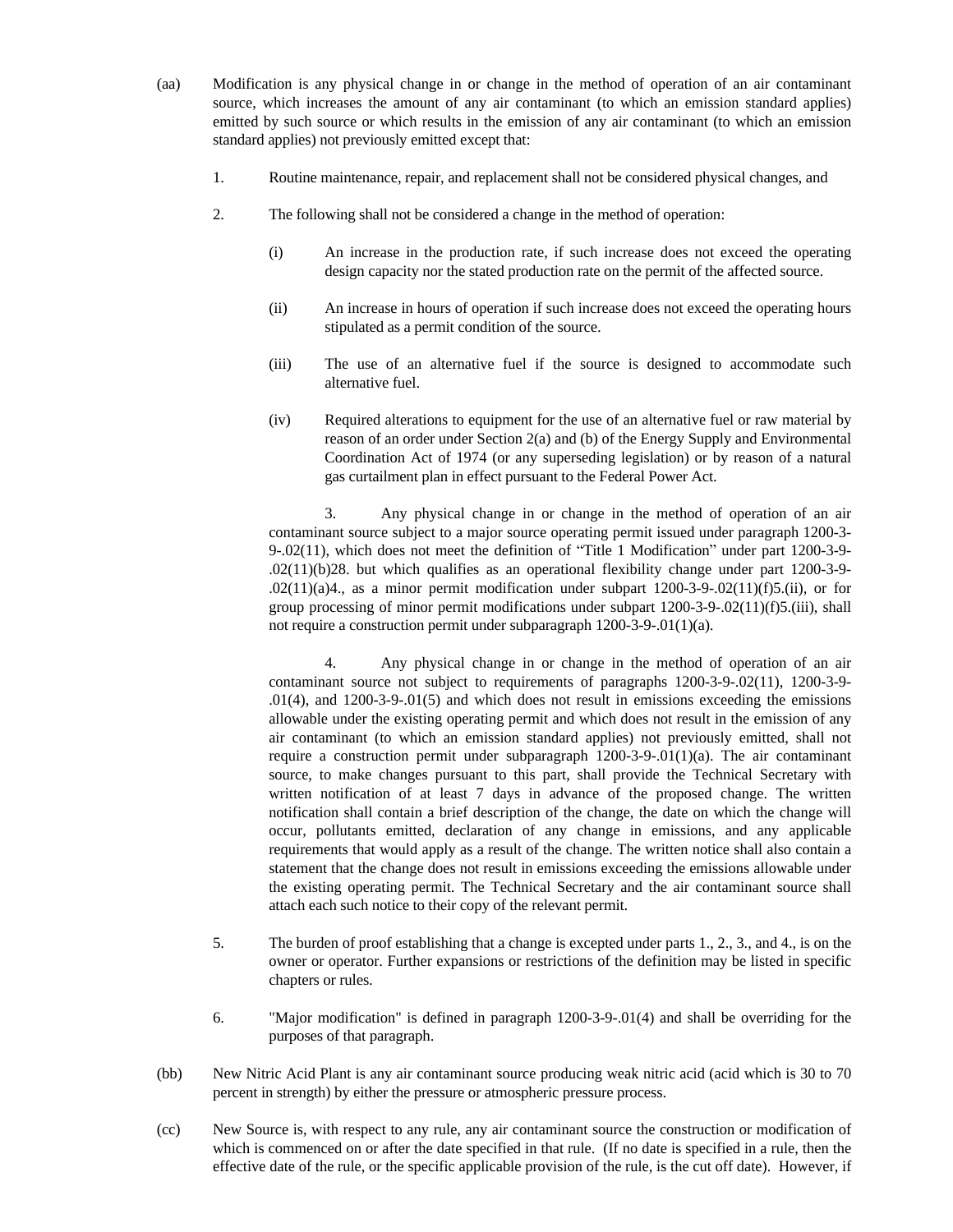(aa) Modification is any physical change in or change in the method of operation of an air contaminant source, which increases the amount of any air contaminant (to which an emission standard applies) emitted by such source or which results in the emission of any air contaminant (to which an emission standard applies) not previously emitted except that:

1. Routine maintenance, repair, and replacement shall not be considered physical changes, and

2. The following shall not be considered a change in the method of operation:

   (i) An increase in the production rate, if such increase does not exceed the operating design capacity nor the stated production rate on the permit of the affected source.

   (ii) An increase in hours of operation if such increase does not exceed the operating hours stipulated as a permit condition of the source.

   (iii) The use of an alternative fuel if the source is designed to accommodate such alternative fuel.

   (iv) Required alterations to equipment for the use of an alternative fuel or raw material by reason of an order under Section 2(a) and (b) of the Energy Supply and Environmental Coordination Act of 1974 (or any superseding legislation) or by reason of a natural gas curtailment plan in effect pursuant to the Federal Power Act.

   3. Any physical change in or change in the method of operation of an air contaminant source subject to a major source operating permit issued under paragraph 1200-3-9-.02(11), which does not meet the definition of “Title 1 Modification” under part 1200-3-9-.02(11)(b)28. but which qualifies as an operational flexibility change under part 1200-3-9-.02(11)(a)4., as a minor permit modification under subpart 1200-3-9-.02(11)(f)5.(ii), or for group processing of minor permit modifications under subpart 1200-3-9-.02(11)(f)5.(iii), shall not require a construction permit under subparagraph 1200-3-9-.01(1)(a).

   4. Any physical change in or change in the method of operation of an air contaminant source not subject to requirements of paragraphs 1200-3-9-.02(11), 1200-3-9-.01(4), and 1200-3-9-.01(5) and which does not result in emissions exceeding the emissions allowable under the existing operating permit and which does not result in the emission of any air contaminant (to which an emission standard applies) not previously emitted, shall not require a construction permit under subparagraph 1200-3-9-.01(1)(a). The air contaminant source, to make changes pursuant to this part, shall provide the Technical Secretary with written notification of at least 7 days in advance of the proposed change. The written notification shall contain a brief description of the change, the date on which the change will occur, pollutants emitted, declaration of any change in emissions, and any applicable requirements that would apply as a result of the change. The written notice shall also contain a statement that the change does not result in emissions exceeding the emissions allowable under the existing operating permit. The Technical Secretary and the air contaminant source shall attach each such notice to their copy of the relevant permit.

5. The burden of proof establishing that a change is excepted under parts 1., 2., 3., and 4., is on the owner or operator. Further expansions or restrictions of the definition may be listed in specific chapters or rules.

6. "Major modification" is defined in paragraph 1200-3-9-.01(4) and shall be overriding for the purposes of that paragraph.

(bb) New Nitric Acid Plant is any air contaminant source producing weak nitric acid (acid which is 30 to 70 percent in strength) by either the pressure or atmospheric pressure process.

(cc) New Source is, with respect to any rule, any air contaminant source the construction or modification of which is commenced on or after the date specified in that rule. (If no date is specified in a rule, then the effective date of the rule, or the specific applicable provision of the rule, is the cut off date). However, if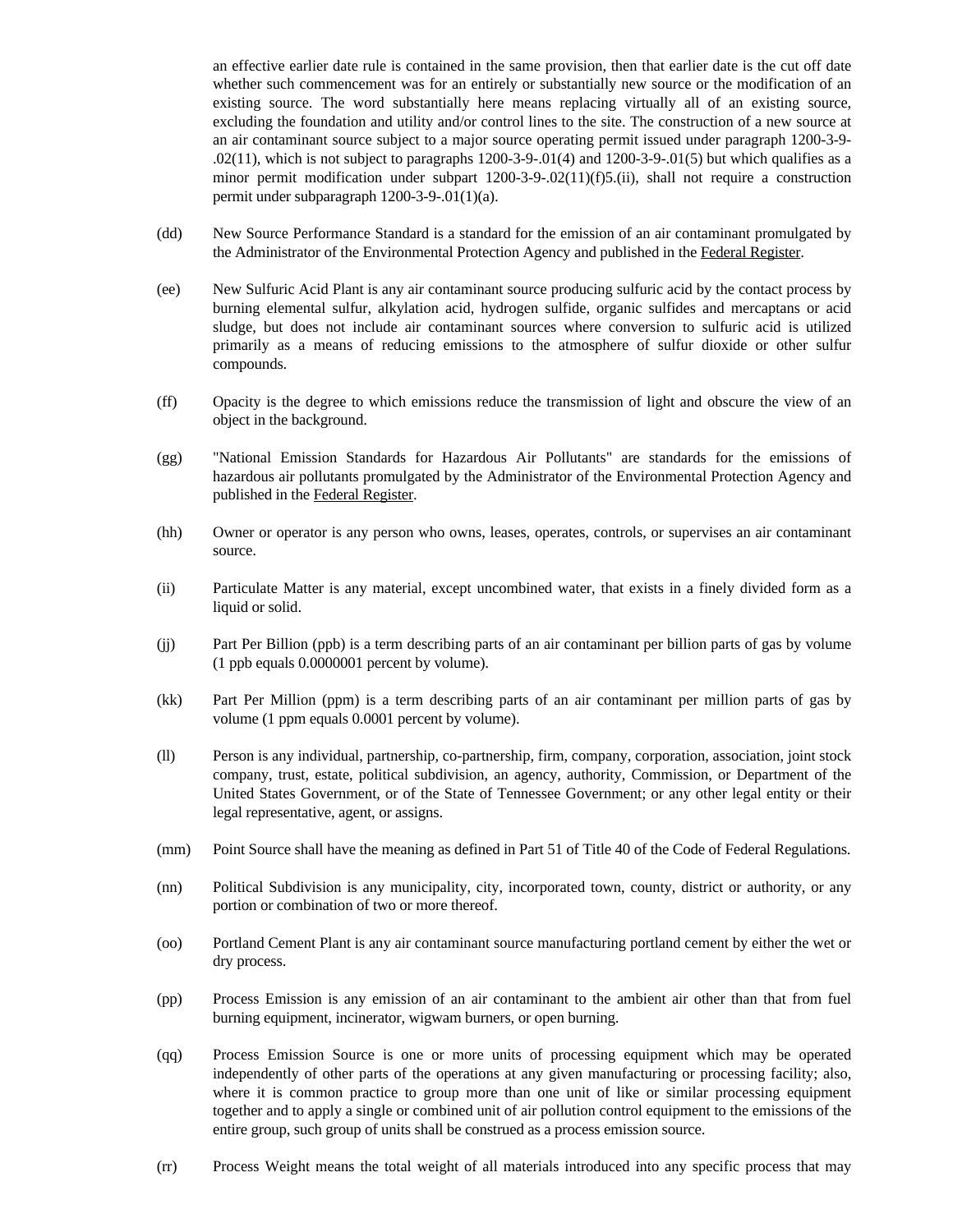an effective earlier date rule is contained in the same provision, then that earlier date is the cut off date whether such commencement was for an entirely or substantially new source or the modification of an existing source. The word substantially here means replacing virtually all of an existing source, excluding the foundation and utility and/or control lines to the site. The construction of a new source at an air contaminant source subject to a major source operating permit issued under paragraph 1200-3-9-.02(11), which is not subject to paragraphs 1200-3-9-.01(4) and 1200-3-9-.01(5) but which qualifies as a minor permit modification under subpart 1200-3-9-.02(11)(f)5.(ii), shall not require a construction permit under subparagraph 1200-3-9-.01(1)(a).

(dd) New Source Performance Standard is a standard for the emission of an air contaminant promulgated by the Administrator of the Environmental Protection Agency and published in the Federal Register.

(ee) New Sulfuric Acid Plant is any air contaminant source producing sulfuric acid by the contact process by burning elemental sulfur, alkylation acid, hydrogen sulfide, organic sulfides and mercaptans or acid sludge, but does not include air contaminant sources where conversion to sulfuric acid is utilized primarily as a means of reducing emissions to the atmosphere of sulfur dioxide or other sulfur compounds.

(ff) Opacity is the degree to which emissions reduce the transmission of light and obscure the view of an object in the background.

(gg) "National Emission Standards for Hazardous Air Pollutants" are standards for the emissions of hazardous air pollutants promulgated by the Administrator of the Environmental Protection Agency and published in the Federal Register.

(hh) Owner or operator is any person who owns, leases, operates, controls, or supervises an air contaminant source.

(ii) Particulate Matter is any material, except uncombined water, that exists in a finely divided form as a liquid or solid.

(jj) Part Per Billion (ppb) is a term describing parts of an air contaminant per billion parts of gas by volume (1 ppb equals 0.0000001 percent by volume).

(kk) Part Per Million (ppm) is a term describing parts of an air contaminant per million parts of gas by volume (1 ppm equals 0.0001 percent by volume).

(ll) Person is any individual, partnership, co-partnership, firm, company, corporation, association, joint stock company, trust, estate, political subdivision, an agency, authority, Commission, or Department of the United States Government, or of the State of Tennessee Government; or any other legal entity or their legal representative, agent, or assigns.

(mm) Point Source shall have the meaning as defined in Part 51 of Title 40 of the Code of Federal Regulations.

(nn) Political Subdivision is any municipality, city, incorporated town, county, district or authority, or any portion or combination of two or more thereof.

(oo) Portland Cement Plant is any air contaminant source manufacturing portland cement by either the wet or dry process.

(pp) Process Emission is any emission of an air contaminant to the ambient air other than that from fuel burning equipment, incinerator, wigwam burners, or open burning.

(qq) Process Emission Source is one or more units of processing equipment which may be operated independently of other parts of the operations at any given manufacturing or processing facility; also, where it is common practice to group more than one unit of like or similar processing equipment together and to apply a single or combined unit of air pollution control equipment to the emissions of the entire group, such group of units shall be construed as a process emission source.

(rr) Process Weight means the total weight of all materials introduced into any specific process that may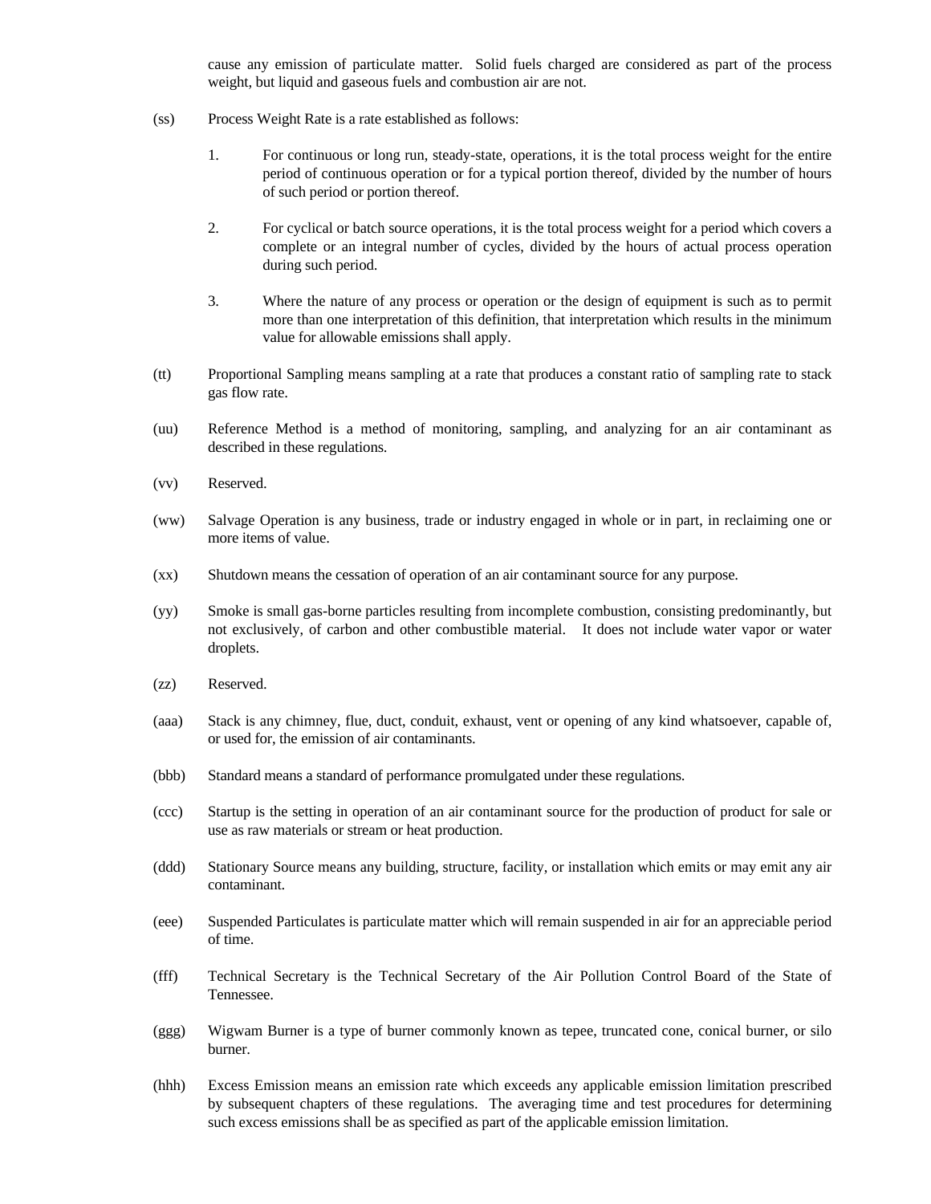cause any emission of particulate matter. Solid fuels charged are considered as part of the process weight, but liquid and gaseous fuels and combustion air are not.

(ss) Process Weight Rate is a rate established as follows:

1. For continuous or long run, steady-state, operations, it is the total process weight for the entire period of continuous operation or for a typical portion thereof, divided by the number of hours of such period or portion thereof.

2. For cyclical or batch source operations, it is the total process weight for a period which covers a complete or an integral number of cycles, divided by the hours of actual process operation during such period.

3. Where the nature of any process or operation or the design of equipment is such as to permit more than one interpretation of this definition, that interpretation which results in the minimum value for allowable emissions shall apply.

(tt) Proportional Sampling means sampling at a rate that produces a constant ratio of sampling rate to stack gas flow rate.

(uu) Reference Method is a method of monitoring, sampling, and analyzing for an air contaminant as described in these regulations.

(vv) Reserved.

(ww) Salvage Operation is any business, trade or industry engaged in whole or in part, in reclaiming one or more items of value.

(xx) Shutdown means the cessation of operation of an air contaminant source for any purpose.

(yy) Smoke is small gas-borne particles resulting from incomplete combustion, consisting predominantly, but not exclusively, of carbon and other combustible material. It does not include water vapor or water droplets.

(zz) Reserved.

(aaa) Stack is any chimney, flue, duct, conduit, exhaust, vent or opening of any kind whatsoever, capable of, or used for, the emission of air contaminants.

(bbb) Standard means a standard of performance promulgated under these regulations.

(ccc) Startup is the setting in operation of an air contaminant source for the production of product for sale or use as raw materials or stream or heat production.

(ddd) Stationary Source means any building, structure, facility, or installation which emits or may emit any air contaminant.

(eee) Suspended Particulates is particulate matter which will remain suspended in air for an appreciable period of time.

(fff) Technical Secretary is the Technical Secretary of the Air Pollution Control Board of the State of Tennessee.

(ggg) Wigwam Burner is a type of burner commonly known as tepee, truncated cone, conical burner, or silo burner.

(hhh) Excess Emission means an emission rate which exceeds any applicable emission limitation prescribed by subsequent chapters of these regulations. The averaging time and test procedures for determining such excess emissions shall be as specified as part of the applicable emission limitation.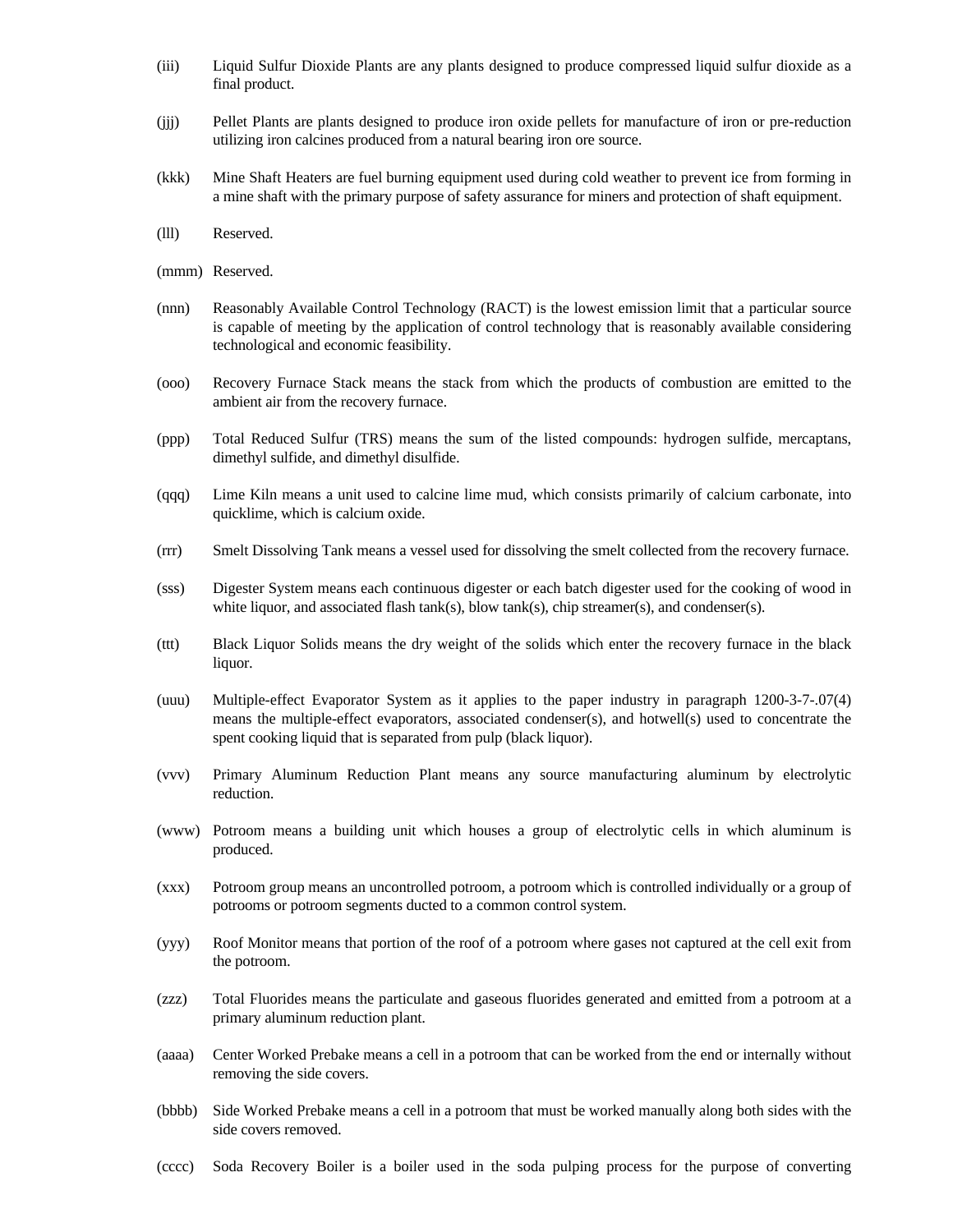(iii) Liquid Sulfur Dioxide Plants are any plants designed to produce compressed liquid sulfur dioxide as a final product.

(jjj) Pellet Plants are plants designed to produce iron oxide pellets for manufacture of iron or pre-reduction utilizing iron calcines produced from a natural bearing iron ore source.

(kkk) Mine Shaft Heaters are fuel burning equipment used during cold weather to prevent ice from forming in a mine shaft with the primary purpose of safety assurance for miners and protection of shaft equipment.

(lll) Reserved.

(mmm) Reserved.

(nnn) Reasonably Available Control Technology (RACT) is the lowest emission limit that a particular source is capable of meeting by the application of control technology that is reasonably available considering technological and economic feasibility.

(ooo) Recovery Furnace Stack means the stack from which the products of combustion are emitted to the ambient air from the recovery furnace.

(ppp) Total Reduced Sulfur (TRS) means the sum of the listed compounds: hydrogen sulfide, mercaptans, dimethyl sulfide, and dimethyl disulfide.

(qqq) Lime Kiln means a unit used to calcine lime mud, which consists primarily of calcium carbonate, into quicklime, which is calcium oxide.

(rrr) Smelt Dissolving Tank means a vessel used for dissolving the smelt collected from the recovery furnace.

(sss) Digester System means each continuous digester or each batch digester used for the cooking of wood in white liquor, and associated flash tank(s), blow tank(s), chip streamer(s), and condenser(s).

(ttt) Black Liquor Solids means the dry weight of the solids which enter the recovery furnace in the black liquor.

(uuu) Multiple-effect Evaporator System as it applies to the paper industry in paragraph 1200-3-7-.07(4) means the multiple-effect evaporators, associated condenser(s), and hotwell(s) used to concentrate the spent cooking liquid that is separated from pulp (black liquor).

(vvv) Primary Aluminum Reduction Plant means any source manufacturing aluminum by electrolytic reduction.

(www) Potroom means a building unit which houses a group of electrolytic cells in which aluminum is produced.

(xxx) Potroom group means an uncontrolled potroom, a potroom which is controlled individually or a group of potrooms or potroom segments ducted to a common control system.

(yyy) Roof Monitor means that portion of the roof of a potroom where gases not captured at the cell exit from the potroom.

(zzz) Total Fluorides means the particulate and gaseous fluorides generated and emitted from a potroom at a primary aluminum reduction plant.

(aaaa) Center Worked Prebake means a cell in a potroom that can be worked from the end or internally without removing the side covers.

(bbbb) Side Worked Prebake means a cell in a potroom that must be worked manually along both sides with the side covers removed.

(cccc) Soda Recovery Boiler is a boiler used in the soda pulping process for the purpose of converting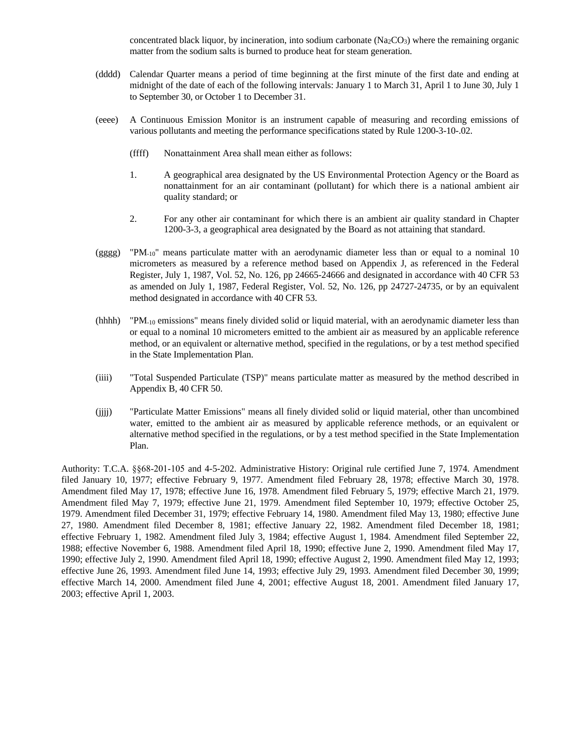concentrated black liquor, by incineration, into sodium carbonate ($Na_2CO_3$) where the remaining organic matter from the sodium salts is burned to produce heat for steam generation.

(dddd) Calendar Quarter means a period of time beginning at the first minute of the first date and ending at midnight of the date of each of the following intervals: January 1 to March 31, April 1 to June 30, July 1 to September 30, or October 1 to December 31.

(eeee) A Continuous Emission Monitor is an instrument capable of measuring and recording emissions of various pollutants and meeting the performance specifications stated by Rule 1200-3-10-.02.

(ffff) Nonattainment Area shall mean either as follows:

1. A geographical area designated by the US Environmental Protection Agency or the Board as nonattainment for an air contaminant (pollutant) for which there is a national ambient air quality standard; or

2. For any other air contaminant for which there is an ambient air quality standard in Chapter 1200-3-3, a geographical area designated by the Board as not attaining that standard.

(gggg) "$PM_{-10}$" means particulate matter with an aerodynamic diameter less than or equal to a nominal 10 micrometers as measured by a reference method based on Appendix J, as referenced in the Federal Register, July 1, 1987, Vol. 52, No. 126, pp 24665-24666 and designated in accordance with 40 CFR 53 as amended on July 1, 1987, Federal Register, Vol. 52, No. 126, pp 24727-24735, or by an equivalent method designated in accordance with 40 CFR 53.

(hhhh) "$PM_{-10}$ emissions" means finely divided solid or liquid material, with an aerodynamic diameter less than or equal to a nominal 10 micrometers emitted to the ambient air as measured by an applicable reference method, or an equivalent or alternative method, specified in the regulations, or by a test method specified in the State Implementation Plan.

(iiii) "Total Suspended Particulate (TSP)" means particulate matter as measured by the method described in Appendix B, 40 CFR 50.

(jjjj) "Particulate Matter Emissions" means all finely divided solid or liquid material, other than uncombined water, emitted to the ambient air as measured by applicable reference methods, or an equivalent or alternative method specified in the regulations, or by a test method specified in the State Implementation Plan.

Authority: T.C.A. §§68-201-105 and 4-5-202. Administrative History: Original rule certified June 7, 1974. Amendment filed January 10, 1977; effective February 9, 1977. Amendment filed February 28, 1978; effective March 30, 1978. Amendment filed May 17, 1978; effective June 16, 1978. Amendment filed February 5, 1979; effective March 21, 1979. Amendment filed May 7, 1979; effective June 21, 1979. Amendment filed September 10, 1979; effective October 25, 1979. Amendment filed December 31, 1979; effective February 14, 1980. Amendment filed May 13, 1980; effective June 27, 1980. Amendment filed December 8, 1981; effective January 22, 1982. Amendment filed December 18, 1981; effective February 1, 1982. Amendment filed July 3, 1984; effective August 1, 1984. Amendment filed September 22, 1988; effective November 6, 1988. Amendment filed April 18, 1990; effective June 2, 1990. Amendment filed May 17, 1990; effective July 2, 1990. Amendment filed April 18, 1990; effective August 2, 1990. Amendment filed May 12, 1993; effective June 26, 1993. Amendment filed June 14, 1993; effective July 29, 1993. Amendment filed December 30, 1999; effective March 14, 2000. Amendment filed June 4, 2001; effective August 18, 2001. Amendment filed January 17, 2003; effective April 1, 2003.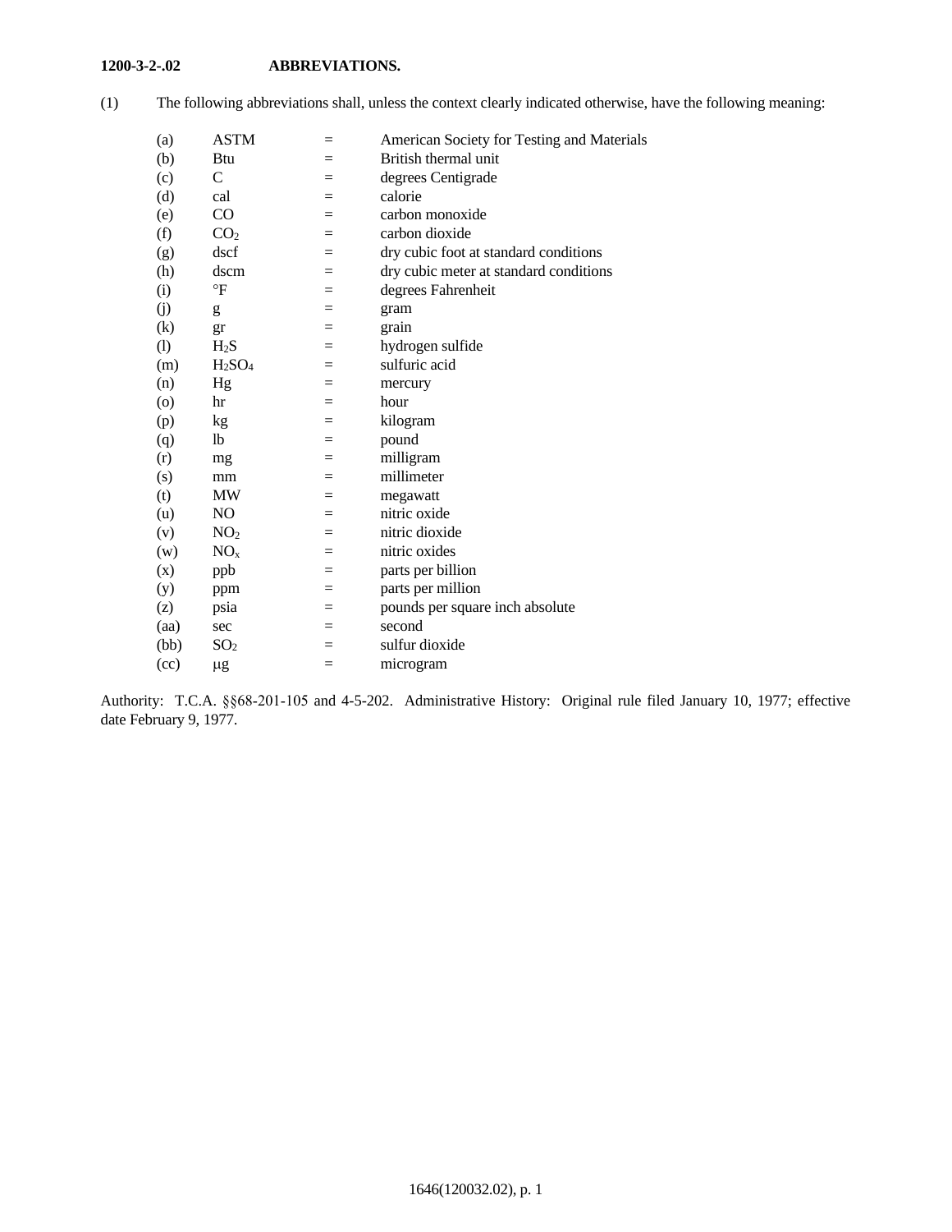**1200-3-2-.02 ABBREVIATIONS.**

(1) The following abbreviations shall, unless the context clearly indicated otherwise, have the following meaning:

| | | | |
|---|---|---|---|
| (a) | ASTM | = | American Society for Testing and Materials |
| (b) | Btu | = | British thermal unit |
| (c) | C | = | degrees Centigrade |
| (d) | cal | = | calorie |
| (e) | CO | = | carbon monoxide |
| (f) | $CO_2$ | = | carbon dioxide |
| (g) | dscf | = | dry cubic foot at standard conditions |
| (h) | dscm | = | dry cubic meter at standard conditions |
| (i) | °F | = | degrees Fahrenheit |
| (j) | g | = | gram |
| (k) | gr | = | grain |
| (l) | $H_2S$ | = | hydrogen sulfide |
| (m) | $H_2SO_4$ | = | sulfuric acid |
| (n) | Hg | = | mercury |
| (o) | hr | = | hour |
| (p) | kg | = | kilogram |
| (q) | lb | = | pound |
| (r) | mg | = | milligram |
| (s) | mm | = | millimeter |
| (t) | MW | = | megawatt |
| (u) | NO | = | nitric oxide |
| (v) | $NO_2$ | = | nitric dioxide |
| (w) | $NO_x$ | = | nitric oxides |
| (x) | ppb | = | parts per billion |
| (y) | ppm | = | parts per million |
| (z) | psia | = | pounds per square inch absolute |
| (aa) | sec | = | second |
| (bb) | $SO_2$ | = | sulfur dioxide |
| (cc) | μg | = | microgram |

Authority: T.C.A. §§68-201-105 and 4-5-202. Administrative History: Original rule filed January 10, 1977; effective date February 9, 1977.